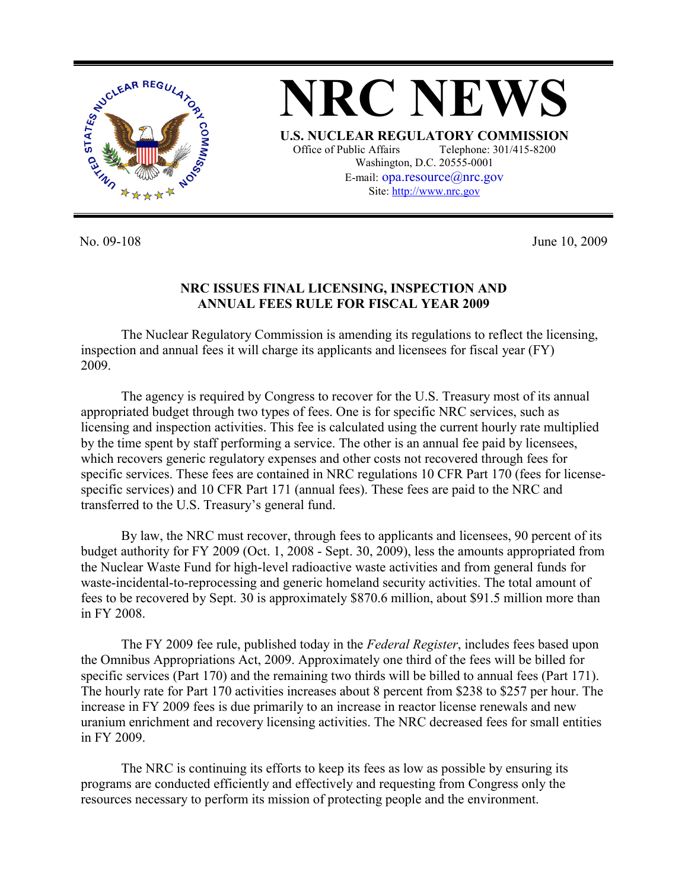# NRC NEWS

**U.S. NUCLEAR REGULATORY COMMISSION**

Office of Public Affairs Telephone: 301/415-8200
Washington, D.C. 20555-0001
E-mail: opa.resource@nrc.gov
Site: http://www.nrc.gov

No. 09-108 June 10, 2009

## NRC ISSUES FINAL LICENSING, INSPECTION AND ANNUAL FEES RULE FOR FISCAL YEAR 2009

The Nuclear Regulatory Commission is amending its regulations to reflect the licensing, inspection and annual fees it will charge its applicants and licensees for fiscal year (FY) 2009.

The agency is required by Congress to recover for the U.S. Treasury most of its annual appropriated budget through two types of fees. One is for specific NRC services, such as licensing and inspection activities. This fee is calculated using the current hourly rate multiplied by the time spent by staff performing a service. The other is an annual fee paid by licensees, which recovers generic regulatory expenses and other costs not recovered through fees for specific services. These fees are contained in NRC regulations 10 CFR Part 170 (fees for license-specific services) and 10 CFR Part 171 (annual fees). These fees are paid to the NRC and transferred to the U.S. Treasury's general fund.

By law, the NRC must recover, through fees to applicants and licensees, 90 percent of its budget authority for FY 2009 (Oct. 1, 2008 - Sept. 30, 2009), less the amounts appropriated from the Nuclear Waste Fund for high-level radioactive waste activities and from general funds for waste-incidental-to-reprocessing and generic homeland security activities. The total amount of fees to be recovered by Sept. 30 is approximately $870.6 million, about $91.5 million more than in FY 2008.

The FY 2009 fee rule, published today in the *Federal Register*, includes fees based upon the Omnibus Appropriations Act, 2009. Approximately one third of the fees will be billed for specific services (Part 170) and the remaining two thirds will be billed to annual fees (Part 171). The hourly rate for Part 170 activities increases about 8 percent from $238 to $257 per hour. The increase in FY 2009 fees is due primarily to an increase in reactor license renewals and new uranium enrichment and recovery licensing activities. The NRC decreased fees for small entities in FY 2009.

The NRC is continuing its efforts to keep its fees as low as possible by ensuring its programs are conducted efficiently and effectively and requesting from Congress only the resources necessary to perform its mission of protecting people and the environment.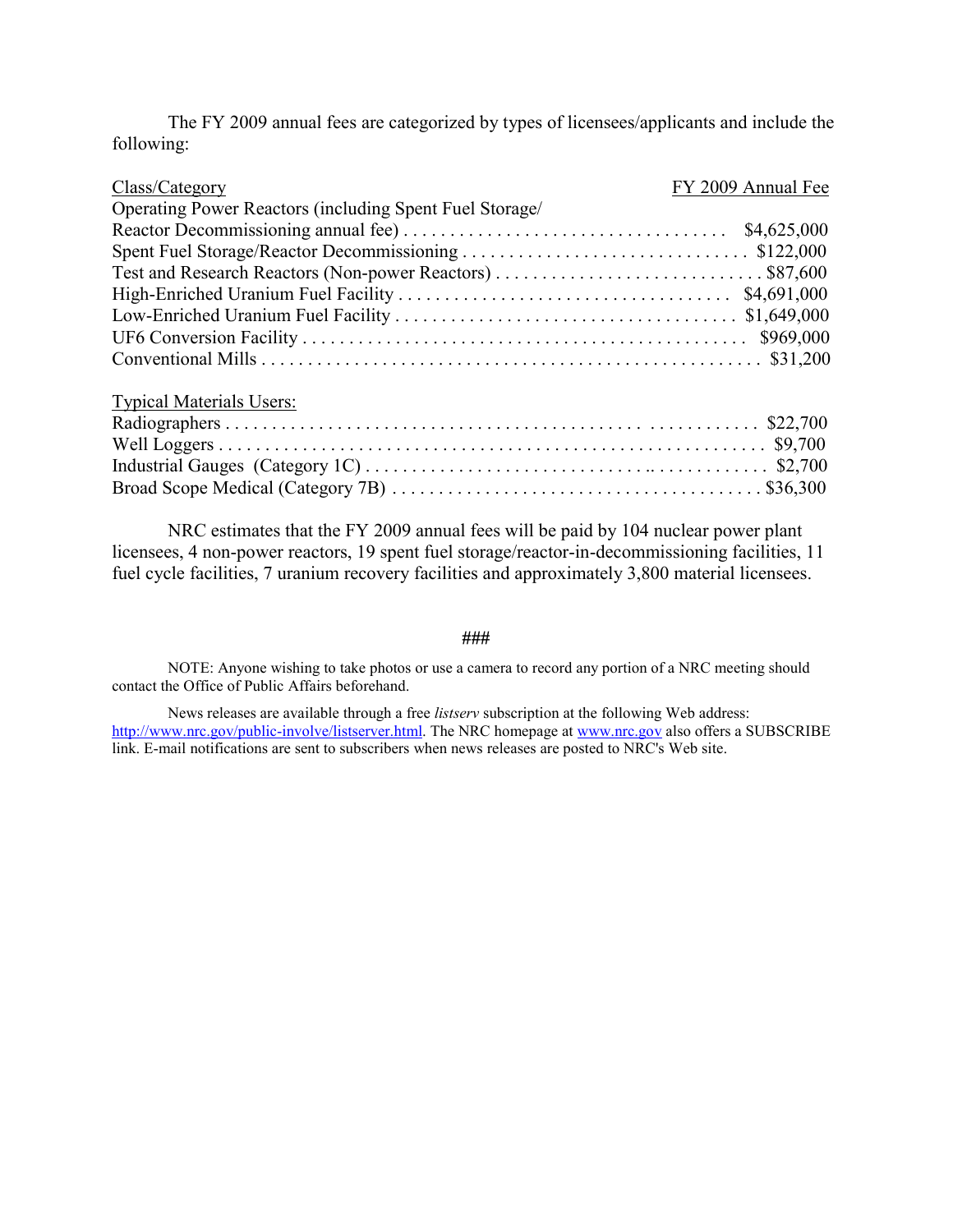The FY 2009 annual fees are categorized by types of licensees/applicants and include the following:

| Class/Category | FY 2009 Annual Fee |
|---|---|
| Operating Power Reactors (including Spent Fuel Storage/ Reactor Decommissioning annual fee) | $4,625,000 |
| Spent Fuel Storage/Reactor Decommissioning | $122,000 |
| Test and Research Reactors (Non-power Reactors) | $87,600 |
| High-Enriched Uranium Fuel Facility | $4,691,000 |
| Low-Enriched Uranium Fuel Facility | $1,649,000 |
| UF6 Conversion Facility | $969,000 |
| Conventional Mills | $31,200 |

Typical Materials Users:

| | |
|---|---|
| Radiographers | $22,700 |
| Well Loggers | $9,700 |
| Industrial Gauges (Category 1C) | $2,700 |
| Broad Scope Medical (Category 7B) | $36,300 |

NRC estimates that the FY 2009 annual fees will be paid by 104 nuclear power plant licensees, 4 non-power reactors, 19 spent fuel storage/reactor-in-decommissioning facilities, 11 fuel cycle facilities, 7 uranium recovery facilities and approximately 3,800 material licensees.

###

NOTE: Anyone wishing to take photos or use a camera to record any portion of a NRC meeting should contact the Office of Public Affairs beforehand.

News releases are available through a free *listserv* subscription at the following Web address: http://www.nrc.gov/public-involve/listserver.html. The NRC homepage at www.nrc.gov also offers a SUBSCRIBE link. E-mail notifications are sent to subscribers when news releases are posted to NRC's Web site.